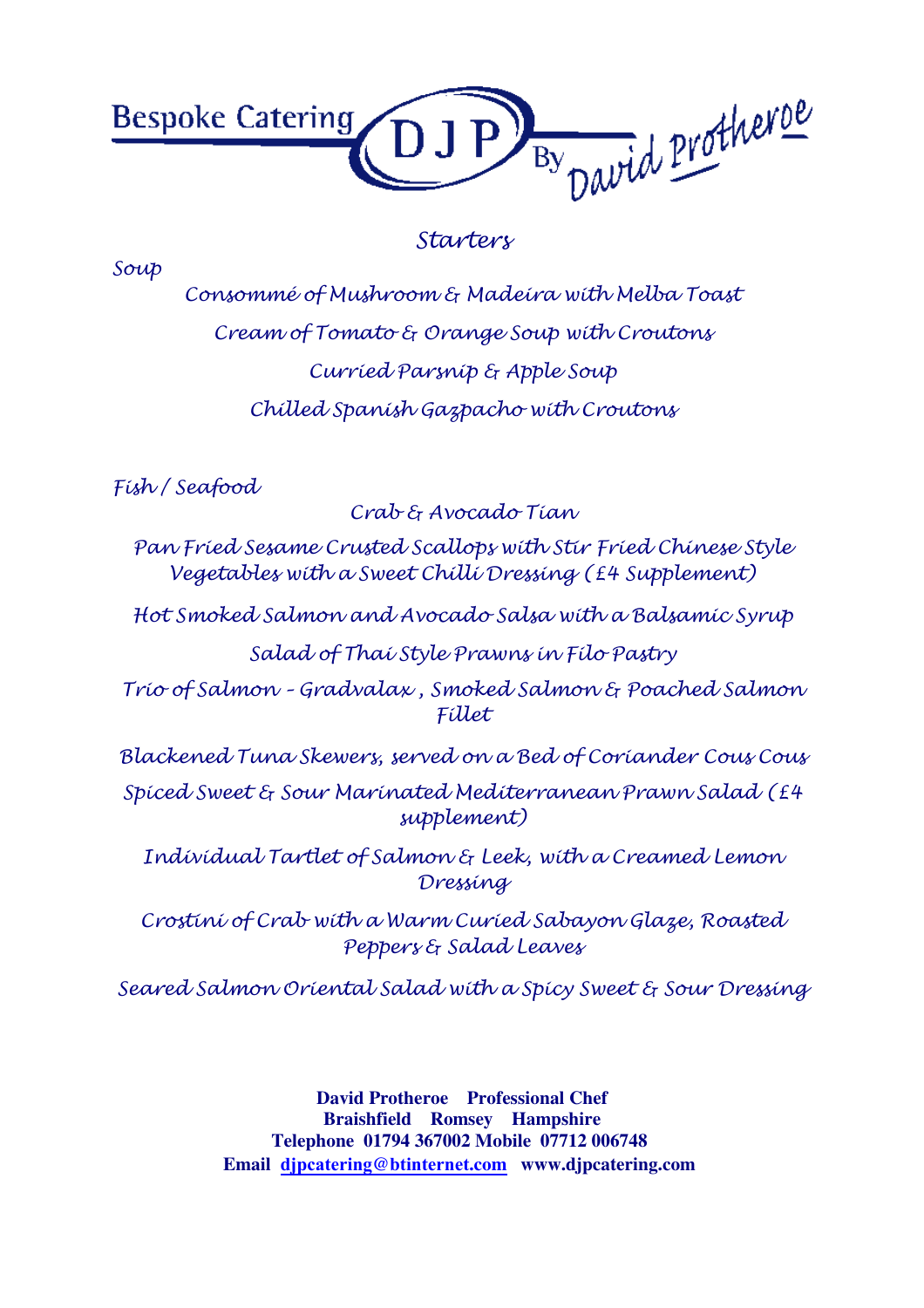Bespoke Catering DJP By David Protheroe

# Starters

## Soup

Consommé of Mushroom & Madeira with Melba Toast

Cream of Tomato & Orange Soup with Croutons

Curried Parsnip & Apple Soup

Chilled Spanish Gazpacho with Croutons

## Fish / Seafood

Crab & Avocado Tian

Pan Fried Sesame Crusted Scallops with Stir Fried Chinese Style Vegetables with a Sweet Chilli Dressing (£4 Supplement)

Hot Smoked Salmon and Avocado Salsa with a Balsamic Syrup

Salad of Thai Style Prawns in Filo Pastry

Trio of Salmon - Gradvalax , Smoked Salmon & Poached Salmon Fillet

Blackened Tuna Skewers, served on a Bed of Coriander Cous Cous

Spiced Sweet & Sour Marinated Mediterranean Prawn Salad (£4 supplement)

Individual Tartlet of Salmon & Leek, with a Creamed Lemon Dressing

Crostini of Crab with a Warm Curied Sabayon Glaze, Roasted Peppers & Salad Leaves

Seared Salmon Oriental Salad with a Spicy Sweet & Sour Dressing

**David Protheroe Professional Chef**
**Braishfield Romsey Hampshire**
**Telephone 01794 367002 Mobile 07712 006748**
**Email djpcatering@btinternet.com www.djpcatering.com**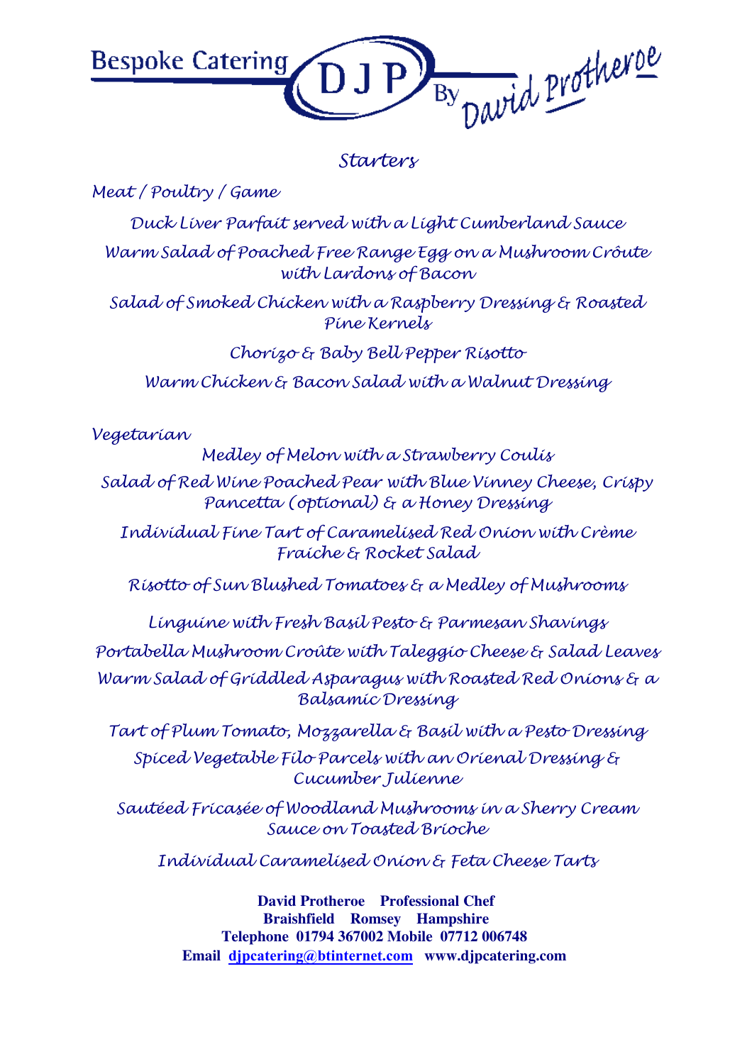Bespoke Catering DJP By David Protheroe

# Starters

## Meat / Poultry / Game

Duck Liver Parfait served with a Light Cumberland Sauce

Warm Salad of Poached Free Range Egg on a Mushroom Crôute with Lardons of Bacon

Salad of Smoked Chicken with a Raspberry Dressing & Roasted Pine Kernels

Chorizo & Baby Bell Pepper Risotto

Warm Chicken & Bacon Salad with a Walnut Dressing

## Vegetarian

Medley of Melon with a Strawberry Coulis

Salad of Red Wine Poached Pear with Blue Vinney Cheese, Crispy Pancetta (optional) & a Honey Dressing

Individual Fine Tart of Caramelised Red Onion with Crème Fraiche & Rocket Salad

Risotto of Sun Blushed Tomatoes & a Medley of Mushrooms

Linguine with Fresh Basil Pesto & Parmesan Shavings

Portabella Mushroom Croûte with Taleggio Cheese & Salad Leaves

Warm Salad of Griddled Asparagus with Roasted Red Onions & a Balsamic Dressing

Tart of Plum Tomato, Mozzarella & Basil with a Pesto Dressing

Spiced Vegetable Filo Parcels with an Oriental Dressing & Cucumber Julienne

Sautéed Fricasée of Woodland Mushrooms in a Sherry Cream Sauce on Toasted Brioche

Individual Caramelised Onion & Feta Cheese Tarts

**David Protheroe Professional Chef**
**Braishfield Romsey Hampshire**
**Telephone 01794 367002 Mobile 07712 006748**
**Email djpcatering@btinternet.com www.djpcatering.com**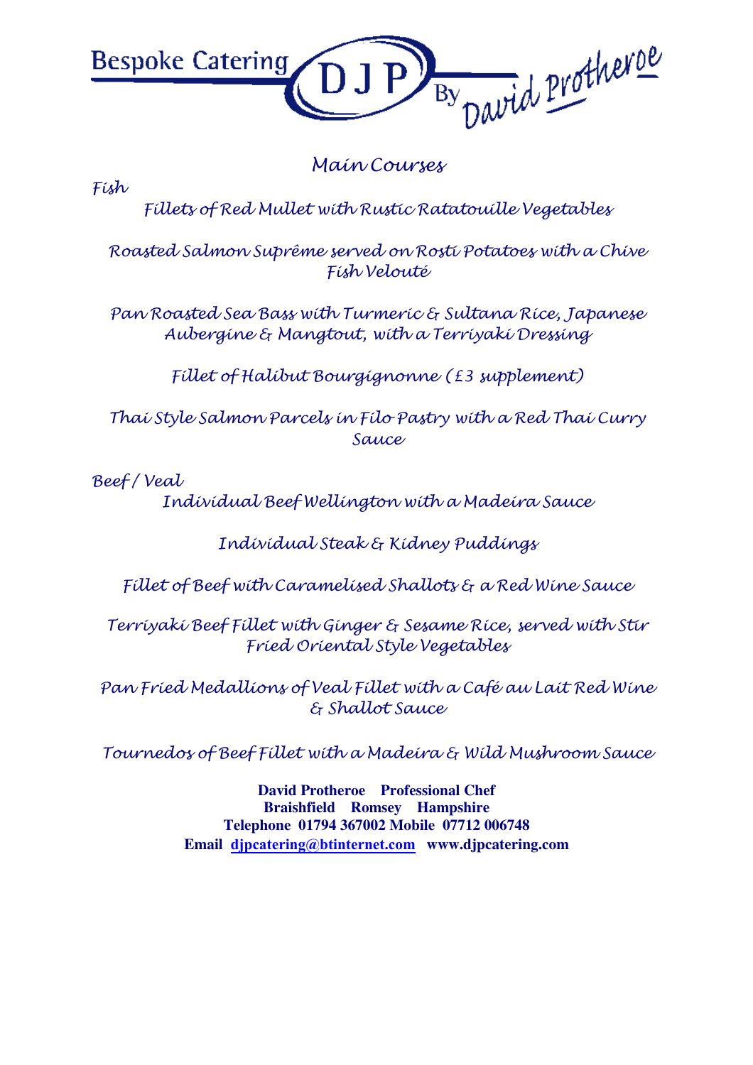Bespoke Catering DJP By David Protheroe

# Main Courses

## Fish

Fillets of Red Mullet with Rustic Ratatouille Vegetables

Roasted Salmon Suprême served on Rosti Potatoes with a Chive Fish Velouté

Pan Roasted Sea Bass with Turmeric & Sultana Rice, Japanese Aubergine & Mangtout, with a Terriyaki Dressing

Fillet of Halibut Bourgignonne (£3 supplement)

Thai Style Salmon Parcels in Filo Pastry with a Red Thai Curry Sauce

## Beef / Veal

Individual Beef Wellington with a Madeira Sauce

Individual Steak & Kidney Puddings

Fillet of Beef with Caramelised Shallots & a Red Wine Sauce

Terriyaki Beef Fillet with Ginger & Sesame Rice, served with Stir Fried Oriental Style Vegetables

Pan Fried Medallions of Veal Fillet with a Café au Lait Red Wine & Shallot Sauce

Tournedos of Beef Fillet with a Madeira & Wild Mushroom Sauce

**David Protheroe Professional Chef**
**Braishfield Romsey Hampshire**
**Telephone 01794 367002 Mobile 07712 006748**
**Email djpcatering@btinternet.com www.djpcatering.com**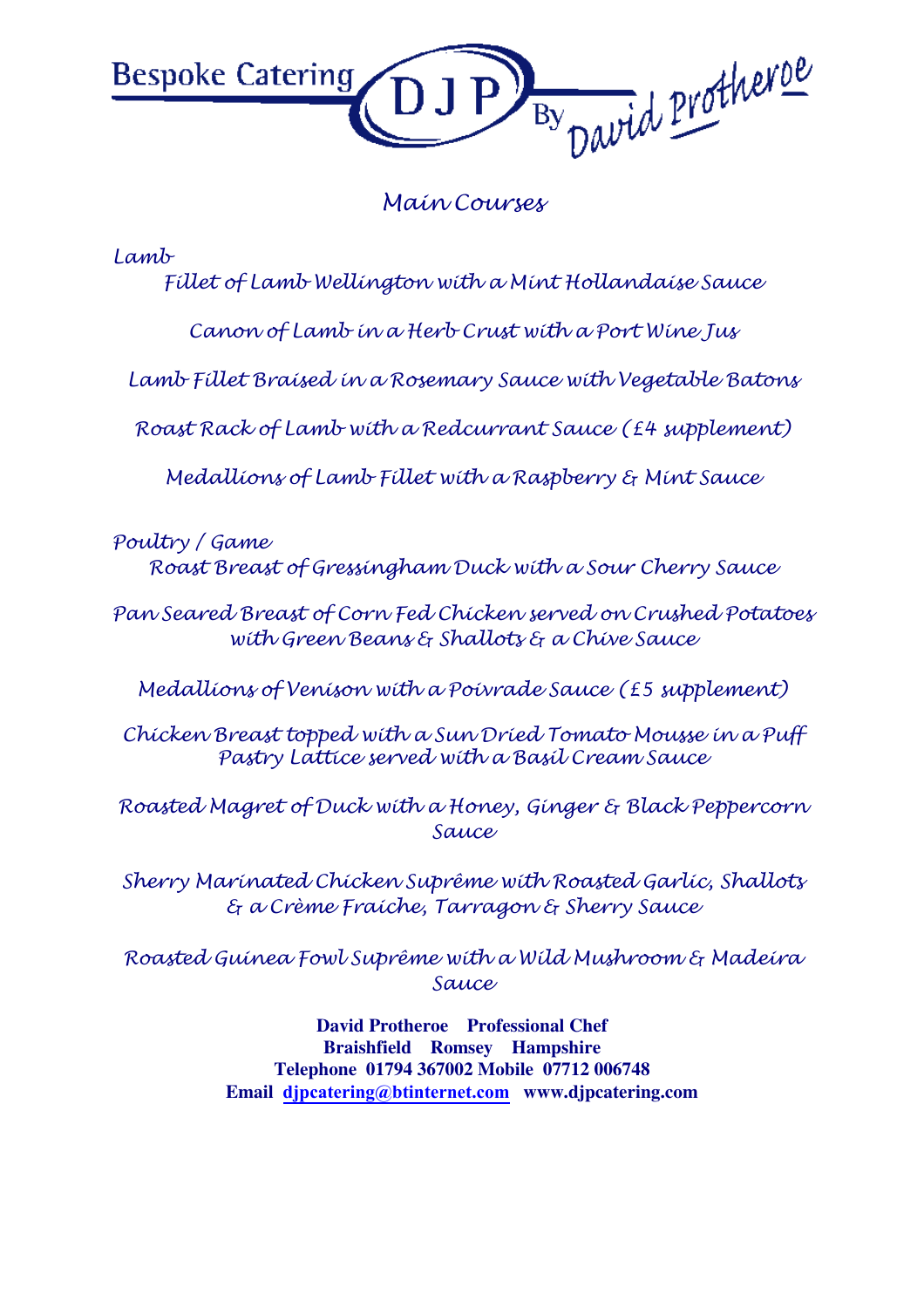Bespoke Catering DJP By David Protheroe

# Main Courses

## Lamb

Fillet of Lamb Wellington with a Mint Hollandaise Sauce

Canon of Lamb in a Herb Crust with a Port Wine Jus

Lamb Fillet Braised in a Rosemary Sauce with Vegetable Batons

Roast Rack of Lamb with a Redcurrant Sauce (£4 supplement)

Medallions of Lamb Fillet with a Raspberry & Mint Sauce

## Poultry / Game

Roast Breast of Gressingham Duck with a Sour Cherry Sauce

Pan Seared Breast of Corn Fed Chicken served on Crushed Potatoes with Green Beans & Shallots & a Chive Sauce

Medallions of Venison with a Poivrade Sauce (£5 supplement)

Chicken Breast topped with a Sun Dried Tomato Mousse in a Puff Pastry Lattice served with a Basil Cream Sauce

Roasted Magret of Duck with a Honey, Ginger & Black Peppercorn Sauce

Sherry Marinated Chicken Suprême with Roasted Garlic, Shallots & a Crème Fraiche, Tarragon & Sherry Sauce

Roasted Guinea Fowl Suprême with a Wild Mushroom & Madeira Sauce

**David Protheroe Professional Chef**
**Braishfield Romsey Hampshire**
**Telephone 01794 367002 Mobile 07712 006748**
**Email djpcatering@btinternet.com www.djpcatering.com**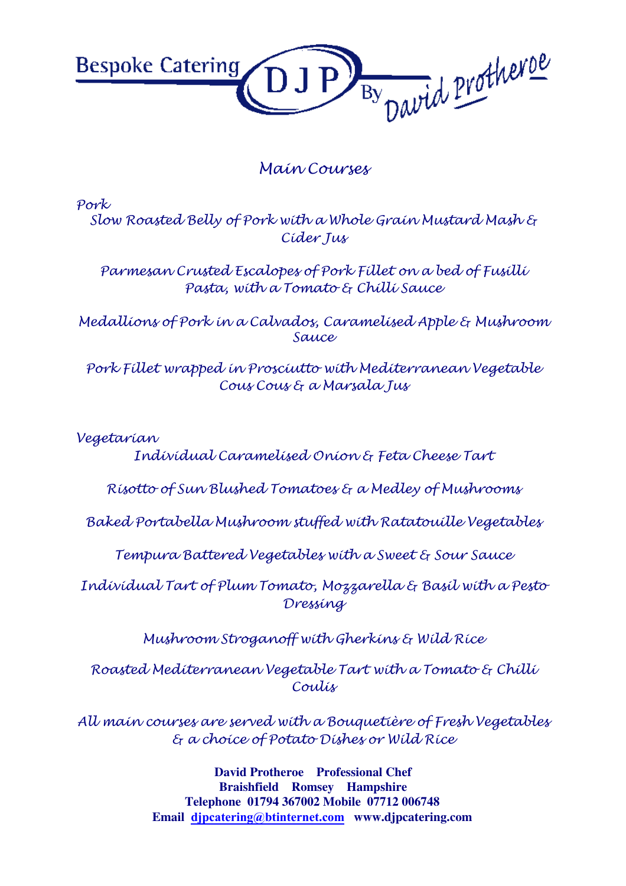Bespoke Catering **DJP** By David Protheroe

# Main Courses

## Pork

Slow Roasted Belly of Pork with a Whole Grain Mustard Mash & Cider Jus

Parmesan Crusted Escalopes of Pork Fillet on a bed of Fusilli Pasta, with a Tomato & Chilli Sauce

Medallions of Pork in a Calvados, Caramelised Apple & Mushroom Sauce

Pork Fillet wrapped in Prosciutto with Mediterranean Vegetable Cous Cous & a Marsala Jus

## Vegetarian

Individual Caramelised Onion & Feta Cheese Tart

Risotto of Sun Blushed Tomatoes & a Medley of Mushrooms

Baked Portabella Mushroom stuffed with Ratatouille Vegetables

Tempura Battered Vegetables with a Sweet & Sour Sauce

Individual Tart of Plum Tomato, Mozzarella & Basil with a Pesto Dressing

Mushroom Stroganoff with Gherkins & Wild Rice

Roasted Mediterranean Vegetable Tart with a Tomato & Chilli Coulis

*All main courses are served with a Bouquetière of Fresh Vegetables & a choice of Potato Dishes or Wild Rice*

**David Protheroe Professional Chef**
**Braishfield Romsey Hampshire**
**Telephone 01794 367002 Mobile 07712 006748**
**Email djpcatering@btinternet.com www.djpcatering.com**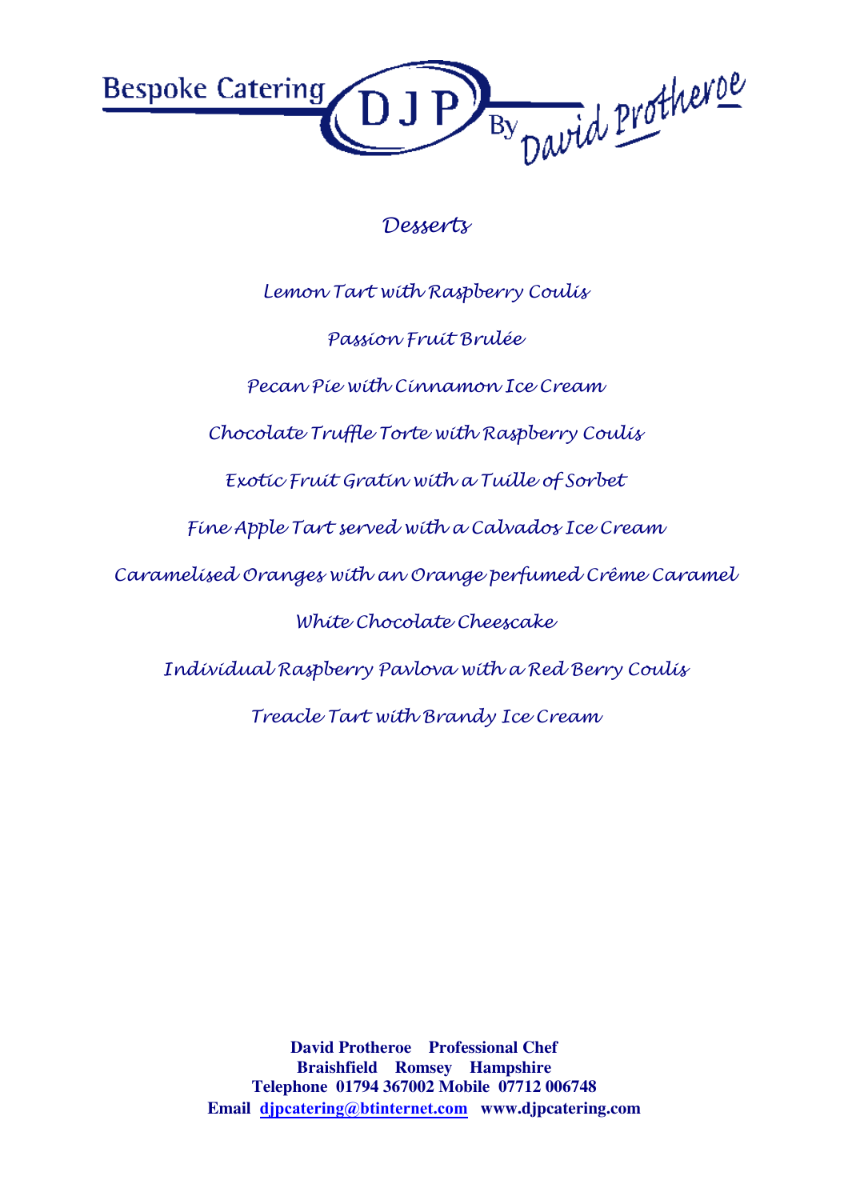# Desserts

Lemon Tart with Raspberry Coulis

Passion Fruit Brulée

Pecan Pie with Cinnamon Ice Cream

Chocolate Truffle Torte with Raspberry Coulis

Exotic Fruit Gratin with a Tuille of Sorbet

Fine Apple Tart served with a Calvados Ice Cream

Caramelised Oranges with an Orange perfumed Crême Caramel

White Chocolate Cheescake

Individual Raspberry Pavlova with a Red Berry Coulis

Treacle Tart with Brandy Ice Cream

**David Protheroe Professional Chef**
**Braishfield Romsey Hampshire**
**Telephone 01794 367002 Mobile 07712 006748**
**Email djpcatering@btinternet.com www.djpcatering.com**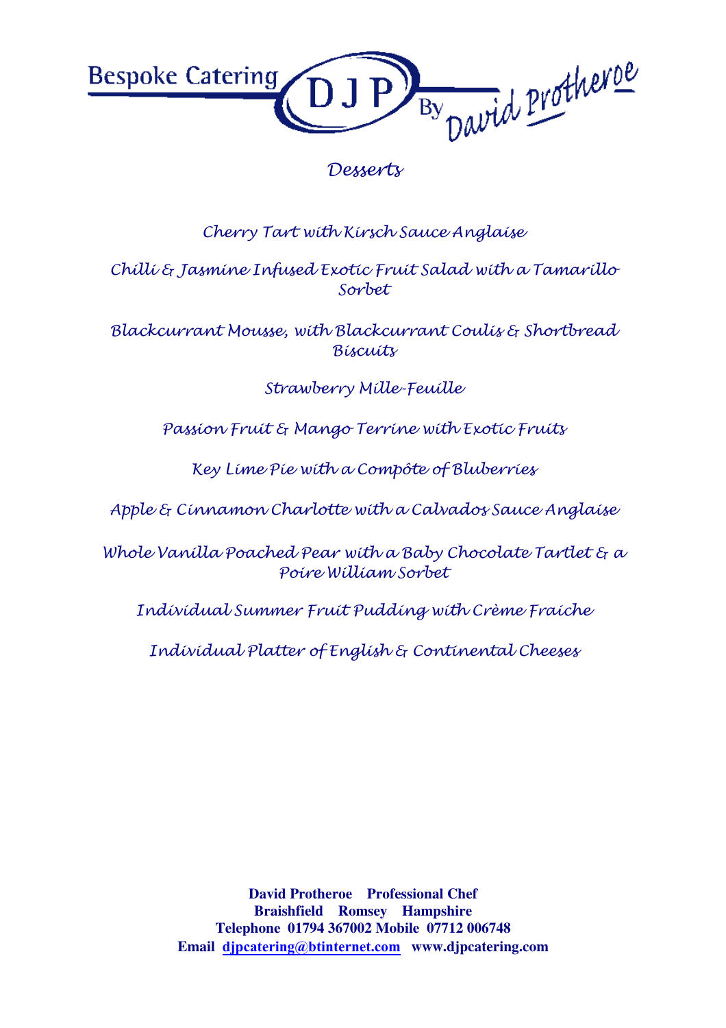Bespoke Catering DJP By David Protheroe

# Desserts

Cherry Tart with Kirsch Sauce Anglaise

Chilli & Jasmine Infused Exotic Fruit Salad with a Tamarillo Sorbet

Blackcurrant Mousse, with Blackcurrant Coulis & Shortbread Biscuits

Strawberry Mille-Feuille

Passion Fruit & Mango Terrine with Exotic Fruits

Key Lime Pie with a Compôte of Bluberries

Apple & Cinnamon Charlotte with a Calvados Sauce Anglaise

Whole Vanilla Poached Pear with a Baby Chocolate Tartlet & a Poire William Sorbet

Individual Summer Fruit Pudding with Crème Fraiche

Individual Platter of English & Continental Cheeses

**David Protheroe Professional Chef**
**Braishfield Romsey Hampshire**
**Telephone 01794 367002 Mobile 07712 006748**
**Email djpcatering@btinternet.com www.djpcatering.com**